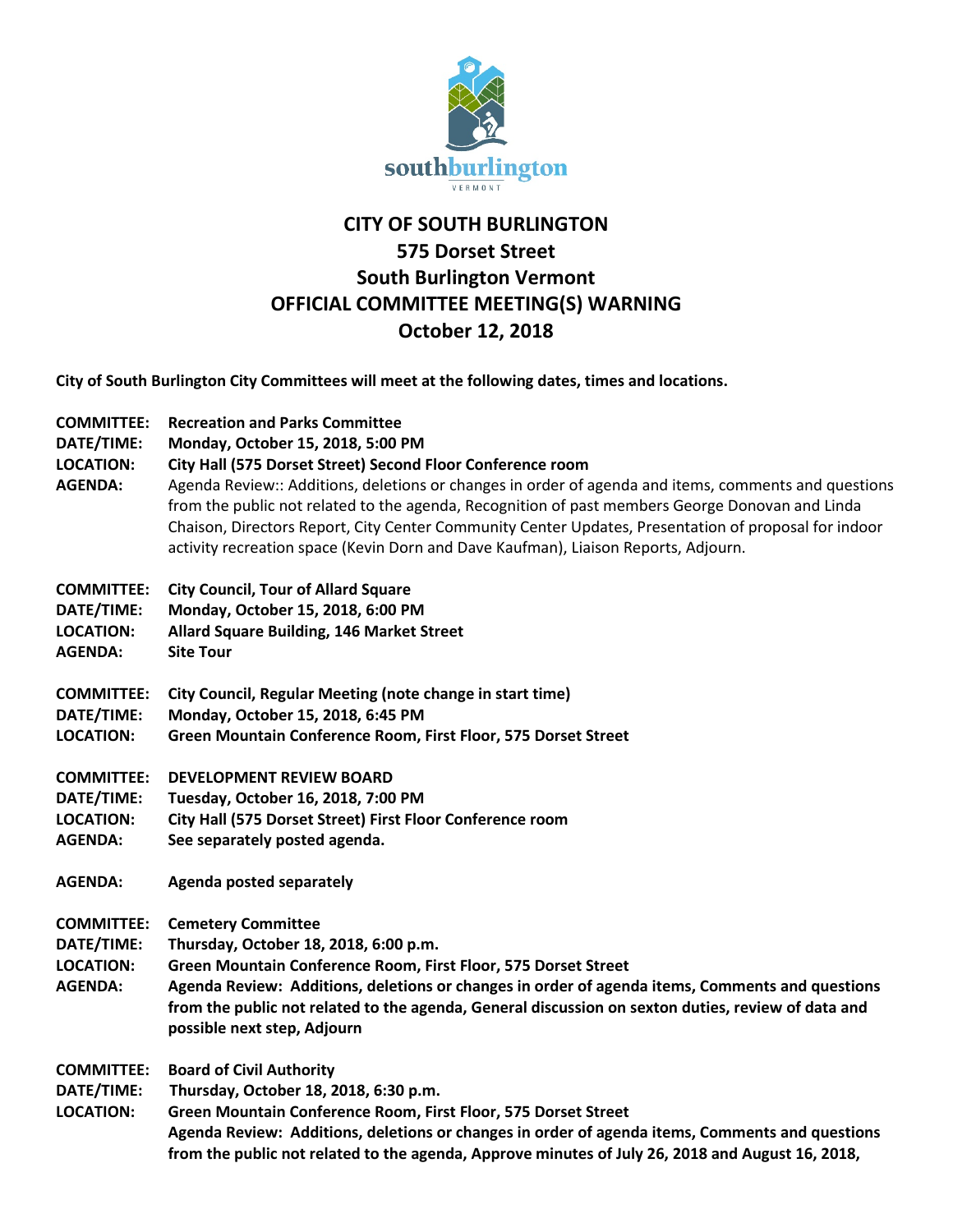southburlington
VERMONT

# CITY OF SOUTH BURLINGTON
## 575 Dorset Street
## South Burlington Vermont
## OFFICIAL COMMITTEE MEETING(S) WARNING
## October 12, 2018

**City of South Burlington City Committees will meet at the following dates, times and locations.**

**COMMITTEE:** **Recreation and Parks Committee**
**DATE/TIME:** **Monday, October 15, 2018, 5:00 PM**
**LOCATION:** **City Hall (575 Dorset Street) Second Floor Conference room**
**AGENDA:** Agenda Review:: Additions, deletions or changes in order of agenda and items, comments and questions from the public not related to the agenda, Recognition of past members George Donovan and Linda Chaison, Directors Report, City Center Community Center Updates, Presentation of proposal for indoor activity recreation space (Kevin Dorn and Dave Kaufman), Liaison Reports, Adjourn.

**COMMITTEE:** **City Council, Tour of Allard Square**
**DATE/TIME:** **Monday, October 15, 2018, 6:00 PM**
**LOCATION:** **Allard Square Building, 146 Market Street**
**AGENDA:** **Site Tour**

**COMMITTEE:** **City Council, Regular Meeting (note change in start time)**
**DATE/TIME:** **Monday, October 15, 2018, 6:45 PM**
**LOCATION:** **Green Mountain Conference Room, First Floor, 575 Dorset Street**

**COMMITTEE:** **DEVELOPMENT REVIEW BOARD**
**DATE/TIME:** **Tuesday, October 16, 2018, 7:00 PM**
**LOCATION:** **City Hall (575 Dorset Street) First Floor Conference room**
**AGENDA:** **See separately posted agenda.**

**AGENDA:** **Agenda posted separately**

**COMMITTEE:** **Cemetery Committee**
**DATE/TIME:** **Thursday, October 18, 2018, 6:00 p.m.**
**LOCATION:** **Green Mountain Conference Room, First Floor, 575 Dorset Street**
**AGENDA:** **Agenda Review: Additions, deletions or changes in order of agenda items, Comments and questions from the public not related to the agenda, General discussion on sexton duties, review of data and possible next step, Adjourn**

**COMMITTEE:** **Board of Civil Authority**
**DATE/TIME:** **Thursday, October 18, 2018, 6:30 p.m.**
**LOCATION:** **Green Mountain Conference Room, First Floor, 575 Dorset Street**
**Agenda Review: Additions, deletions or changes in order of agenda items, Comments and questions from the public not related to the agenda, Approve minutes of July 26, 2018 and August 16, 2018,**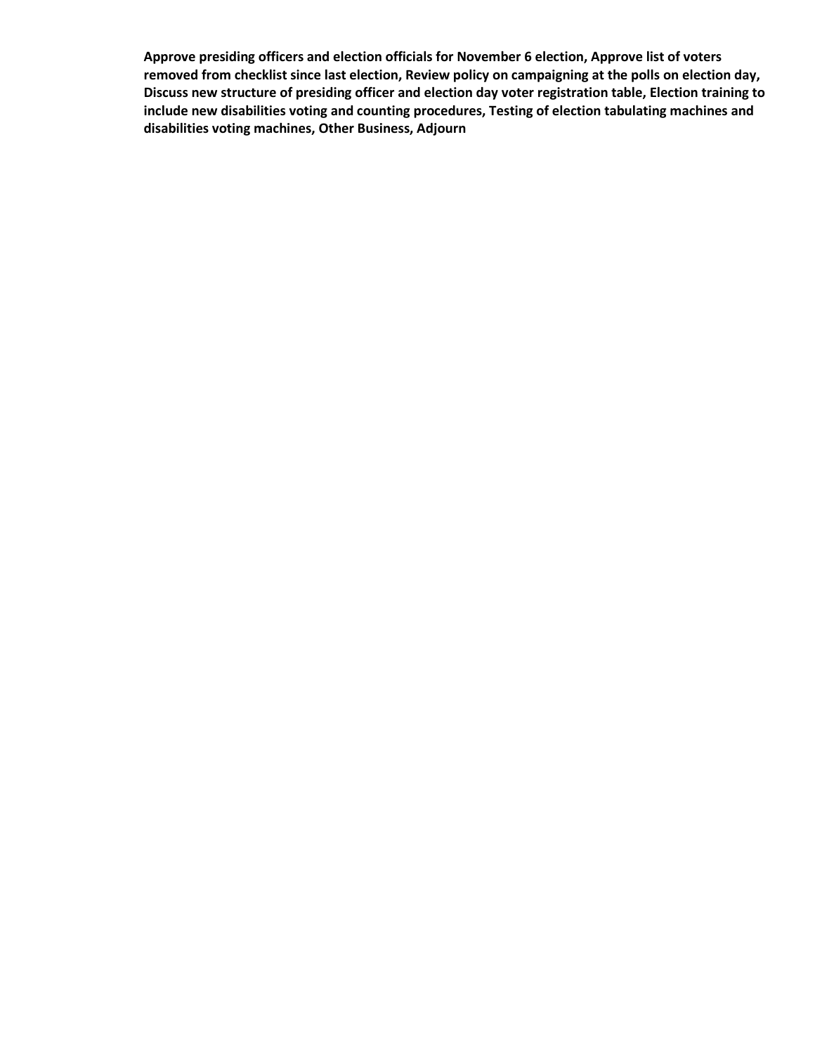**Approve presiding officers and election officials for November 6 election, Approve list of voters removed from checklist since last election, Review policy on campaigning at the polls on election day, Discuss new structure of presiding officer and election day voter registration table, Election training to include new disabilities voting and counting procedures, Testing of election tabulating machines and disabilities voting machines, Other Business, Adjourn**